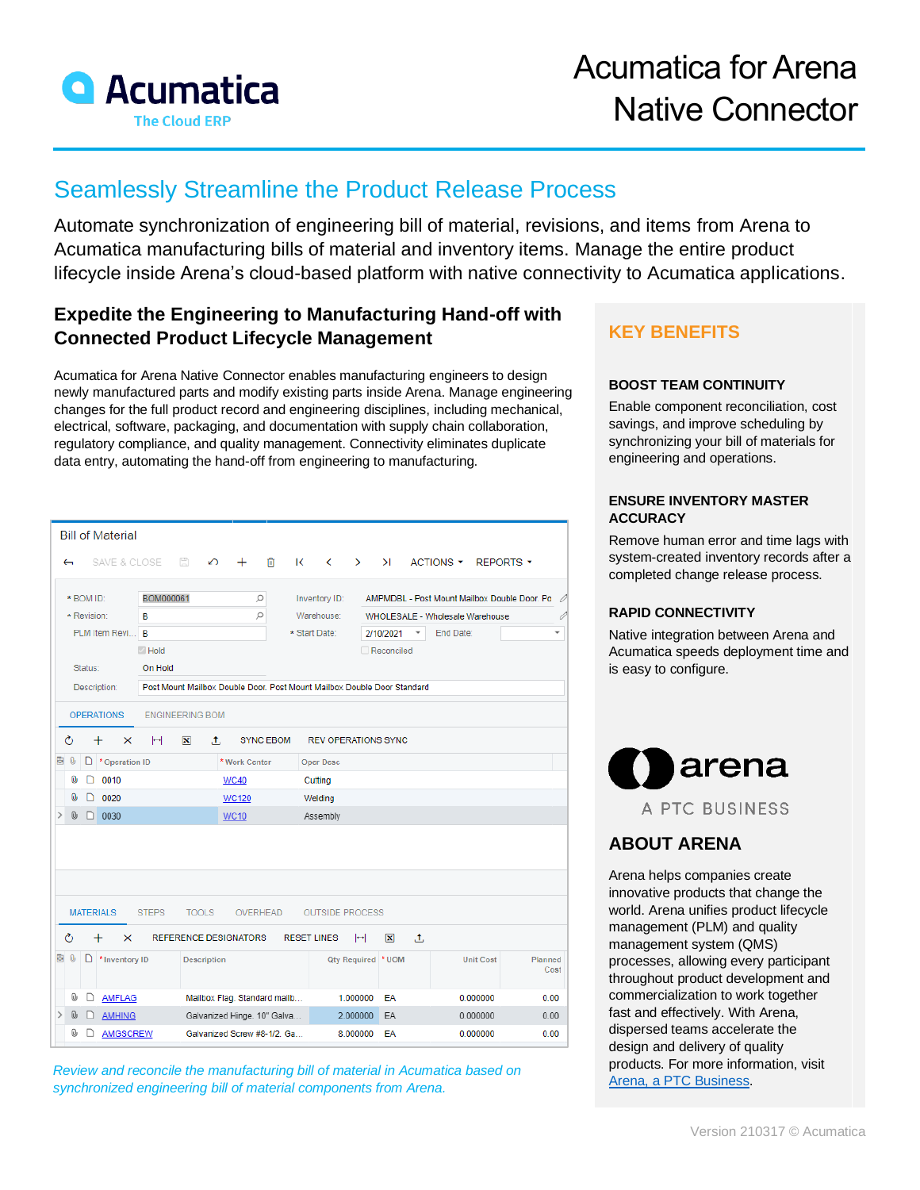# Acumatica for Arena Native Connector

## Seamlessly Streamline the Product Release Process

Automate synchronization of engineering bill of material, revisions, and items from Arena to Acumatica manufacturing bills of material and inventory items. Manage the entire product lifecycle inside Arena's cloud-based platform with native connectivity to Acumatica applications.

### Expedite the Engineering to Manufacturing Hand-off with Connected Product Lifecycle Management

Acumatica for Arena Native Connector enables manufacturing engineers to design newly manufactured parts and modify existing parts inside Arena. Manage engineering changes for the full product record and engineering disciplines, including mechanical, electrical, software, packaging, and documentation with supply chain collaboration, regulatory compliance, and quality management. Connectivity eliminates duplicate data entry, automating the hand-off from engineering to manufacturing.

*Review and reconcile the manufacturing bill of material in Acumatica based on synchronized engineering bill of material components from Arena.*

## KEY BENEFITS

### BOOST TEAM CONTINUITY

Enable component reconciliation, cost savings, and improve scheduling by synchronizing your bill of materials for engineering and operations.

### ENSURE INVENTORY MASTER ACCURACY

Remove human error and time lags with system-created inventory records after a completed change release process.

### RAPID CONNECTIVITY

Native integration between Arena and Acumatica speeds deployment time and is easy to configure.

## ABOUT ARENA

Arena helps companies create innovative products that change the world. Arena unifies product lifecycle management (PLM) and quality management system (QMS) processes, allowing every participant throughout product development and commercialization to work together fast and effectively. With Arena, dispersed teams accelerate the design and delivery of quality products. For more information, visit Arena, a PTC Business.

Version 210317 © Acumatica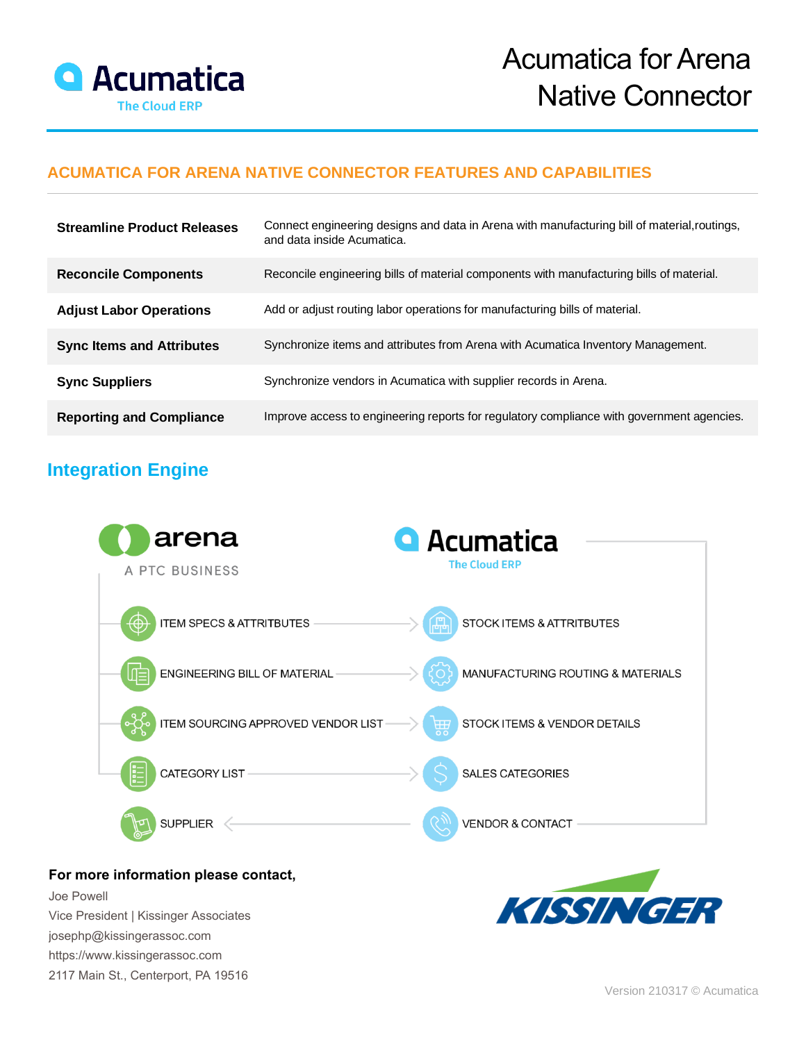# Acumatica for Arena Native Connector

## ACUMATICA FOR ARENA NATIVE CONNECTOR FEATURES AND CAPABILITIES

| | |
|---|---|
| **Streamline Product Releases** | Connect engineering designs and data in Arena with manufacturing bill of material,routings, and data inside Acumatica. |
| **Reconcile Components** | Reconcile engineering bills of material components with manufacturing bills of material. |
| **Adjust Labor Operations** | Add or adjust routing labor operations for manufacturing bills of material. |
| **Sync Items and Attributes** | Synchronize items and attributes from Arena with Acumatica Inventory Management. |
| **Sync Suppliers** | Synchronize vendors in Acumatica with supplier records in Arena. |
| **Reporting and Compliance** | Improve access to engineering reports for regulatory compliance with government agencies. |

## Integration Engine

arena
A PTC BUSINESS

Acumatica
The Cloud ERP

ITEM SPECS & ATTRITBUTES → STOCK ITEMS & ATTRITBUTES

ENGINEERING BILL OF MATERIAL → MANUFACTURING ROUTING & MATERIALS

ITEM SOURCING APPROVED VENDOR LIST → STOCK ITEMS & VENDOR DETAILS

CATEGORY LIST → SALES CATEGORIES

SUPPLIER ← VENDOR & CONTACT

**For more information please contact,**

Joe Powell
Vice President | Kissinger Associates
josephp@kissingerassoc.com
https://www.kissingerassoc.com
2117 Main St., Centerport, PA 19516

KISSINGER

Version 210317 © Acumatica